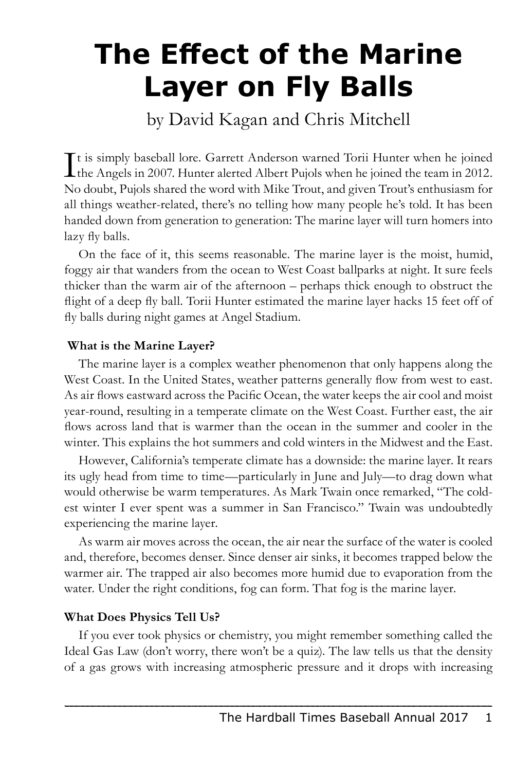# The Effect of the Marine Layer on Fly Balls

by David Kagan and Chris Mitchell

It is simply baseball lore. Garrett Anderson warned Torii Hunter when he joined the Angels in 2007. Hunter alerted Albert Pujols when he joined the team in 2012. No doubt, Pujols shared the word with Mike Trout, and given Trout's enthusiasm for all things weather-related, there's no telling how many people he's told. It has been handed down from generation to generation: The marine layer will turn homers into lazy fly balls.

On the face of it, this seems reasonable. The marine layer is the moist, humid, foggy air that wanders from the ocean to West Coast ballparks at night. It sure feels thicker than the warm air of the afternoon – perhaps thick enough to obstruct the flight of a deep fly ball. Torii Hunter estimated the marine layer hacks 15 feet off of fly balls during night games at Angel Stadium.

**What is the Marine Layer?**

The marine layer is a complex weather phenomenon that only happens along the West Coast. In the United States, weather patterns generally flow from west to east. As air flows eastward across the Pacific Ocean, the water keeps the air cool and moist year-round, resulting in a temperate climate on the West Coast. Further east, the air flows across land that is warmer than the ocean in the summer and cooler in the winter. This explains the hot summers and cold winters in the Midwest and the East.

However, California's temperate climate has a downside: the marine layer. It rears its ugly head from time to time—particularly in June and July—to drag down what would otherwise be warm temperatures. As Mark Twain once remarked, "The coldest winter I ever spent was a summer in San Francisco." Twain was undoubtedly experiencing the marine layer.

As warm air moves across the ocean, the air near the surface of the water is cooled and, therefore, becomes denser. Since denser air sinks, it becomes trapped below the warmer air. The trapped air also becomes more humid due to evaporation from the water. Under the right conditions, fog can form. That fog is the marine layer.

**What Does Physics Tell Us?**

If you ever took physics or chemistry, you might remember something called the Ideal Gas Law (don't worry, there won't be a quiz). The law tells us that the density of a gas grows with increasing atmospheric pressure and it drops with increasing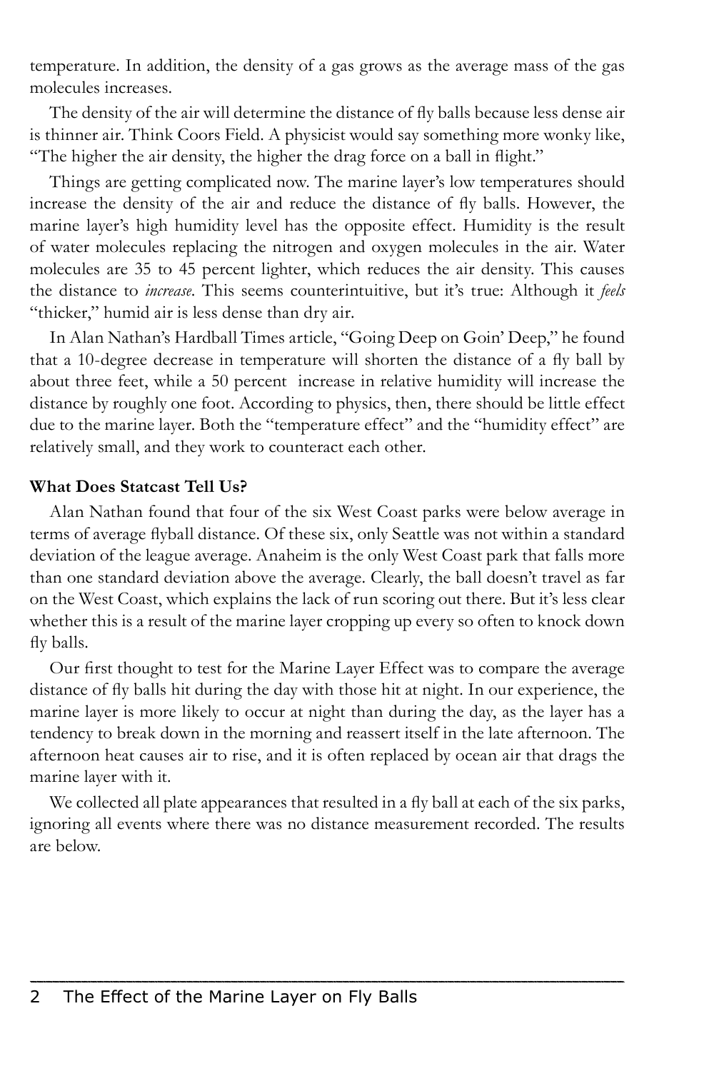temperature. In addition, the density of a gas grows as the average mass of the gas molecules increases.

The density of the air will determine the distance of fly balls because less dense air is thinner air. Think Coors Field. A physicist would say something more wonky like, "The higher the air density, the higher the drag force on a ball in flight."

Things are getting complicated now. The marine layer's low temperatures should increase the density of the air and reduce the distance of fly balls. However, the marine layer's high humidity level has the opposite effect. Humidity is the result of water molecules replacing the nitrogen and oxygen molecules in the air. Water molecules are 35 to 45 percent lighter, which reduces the air density. This causes the distance to *increase*. This seems counterintuitive, but it's true: Although it *feels* "thicker," humid air is less dense than dry air.

In Alan Nathan's Hardball Times article, "Going Deep on Goin' Deep," he found that a 10-degree decrease in temperature will shorten the distance of a fly ball by about three feet, while a 50 percent increase in relative humidity will increase the distance by roughly one foot. According to physics, then, there should be little effect due to the marine layer. Both the "temperature effect" and the "humidity effect" are relatively small, and they work to counteract each other.

**What Does Statcast Tell Us?**

Alan Nathan found that four of the six West Coast parks were below average in terms of average flyball distance. Of these six, only Seattle was not within a standard deviation of the league average. Anaheim is the only West Coast park that falls more than one standard deviation above the average. Clearly, the ball doesn't travel as far on the West Coast, which explains the lack of run scoring out there. But it's less clear whether this is a result of the marine layer cropping up every so often to knock down fly balls.

Our first thought to test for the Marine Layer Effect was to compare the average distance of fly balls hit during the day with those hit at night. In our experience, the marine layer is more likely to occur at night than during the day, as the layer has a tendency to break down in the morning and reassert itself in the late afternoon. The afternoon heat causes air to rise, and it is often replaced by ocean air that drags the marine layer with it.

We collected all plate appearances that resulted in a fly ball at each of the six parks, ignoring all events where there was no distance measurement recorded. The results are below.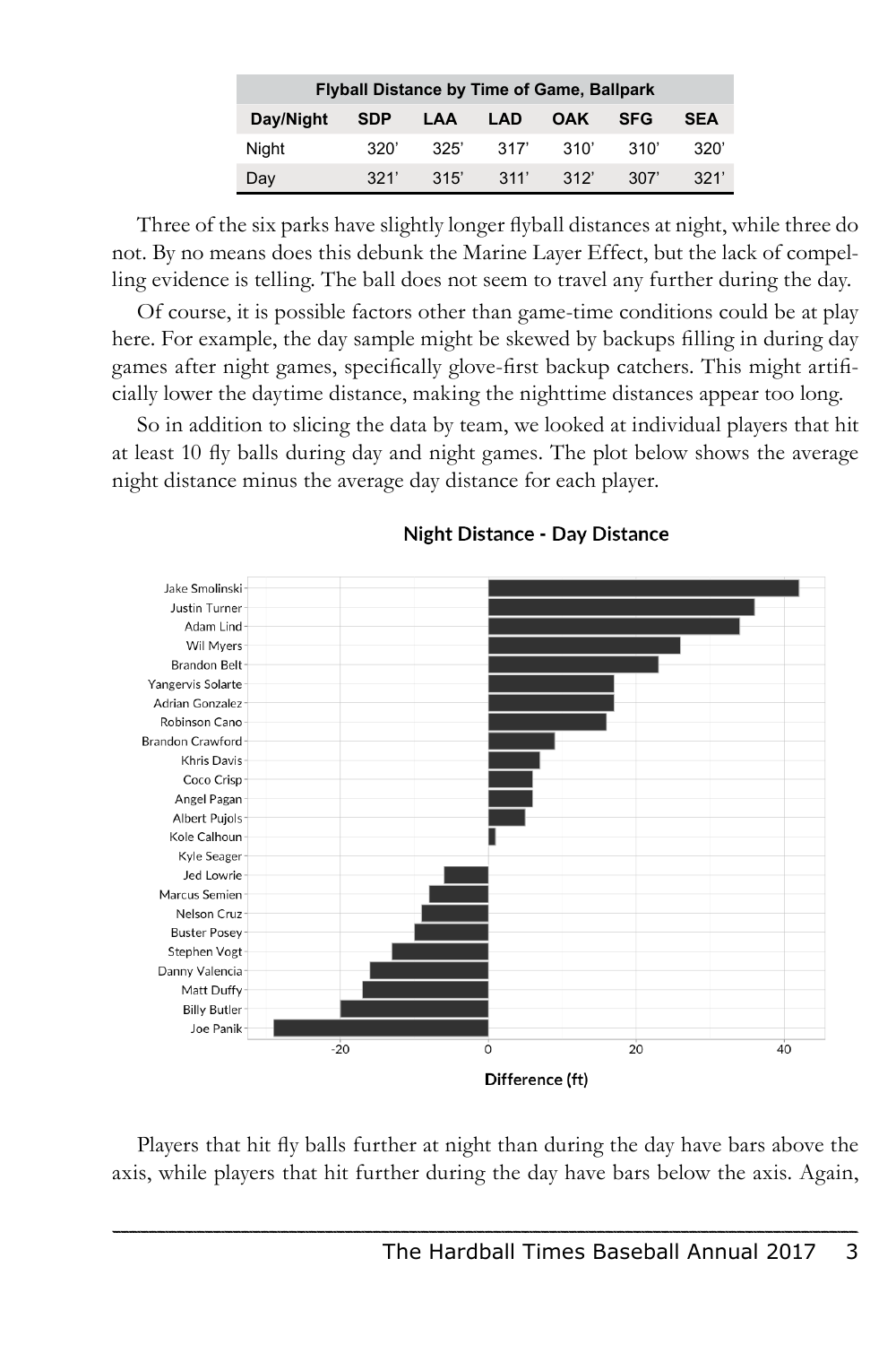| Flyball Distance by Time of Game, Ballpark | | | | | | |
|---|---|---|---|---|---|---|
| Day/Night | SDP | LAA | LAD | OAK | SFG | SEA |
| Night | 320' | 325' | 317' | 310' | 310' | 320' |
| Day | 321' | 315' | 311' | 312' | 307' | 321' |

Three of the six parks have slightly longer flyball distances at night, while three do not. By no means does this debunk the Marine Layer Effect, but the lack of compelling evidence is telling. The ball does not seem to travel any further during the day.

Of course, it is possible factors other than game-time conditions could be at play here. For example, the day sample might be skewed by backups filling in during day games after night games, specifically glove-first backup catchers. This might artificially lower the daytime distance, making the nighttime distances appear too long.

So in addition to slicing the data by team, we looked at individual players that hit at least 10 fly balls during day and night games. The plot below shows the average night distance minus the average day distance for each player.

Players that hit fly balls further at night than during the day have bars above the axis, while players that hit further during the day have bars below the axis. Again,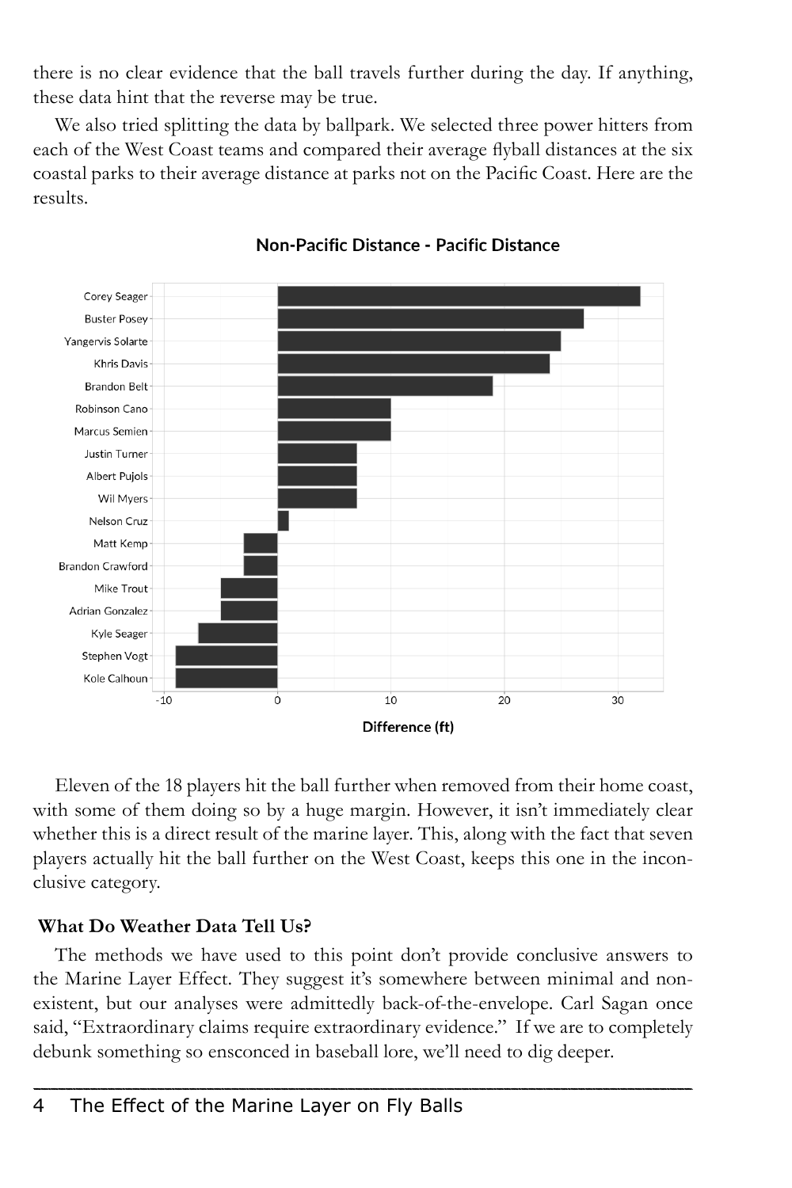there is no clear evidence that the ball travels further during the day. If anything, these data hint that the reverse may be true.

We also tried splitting the data by ballpark. We selected three power hitters from each of the West Coast teams and compared their average flyball distances at the six coastal parks to their average distance at parks not on the Pacific Coast. Here are the results.

**Non-Pacific Distance - Pacific Distance**

| Player | Difference (ft) |
|---|---|
| Corey Seager | 32 |
| Buster Posey | 27 |
| Yangervis Solarte | 25 |
| Khris Davis | 24 |
| Brandon Belt | 19 |
| Robinson Cano | 10 |
| Marcus Semien | 10 |
| Justin Turner | 7 |
| Albert Pujols | 7 |
| Wil Myers | 7 |
| Nelson Cruz | 1 |
| Matt Kemp | -3 |
| Brandon Crawford | -3 |
| Mike Trout | -5 |
| Adrian Gonzalez | -5 |
| Kyle Seager | -7 |
| Stephen Vogt | -9 |
| Kole Calhoun | -9 |

Eleven of the 18 players hit the ball further when removed from their home coast, with some of them doing so by a huge margin. However, it isn't immediately clear whether this is a direct result of the marine layer. This, along with the fact that seven players actually hit the ball further on the West Coast, keeps this one in the inconclusive category.

### What Do Weather Data Tell Us?

The methods we have used to this point don't provide conclusive answers to the Marine Layer Effect. They suggest it's somewhere between minimal and nonexistent, but our analyses were admittedly back-of-the-envelope. Carl Sagan once said, "Extraordinary claims require extraordinary evidence." If we are to completely debunk something so ensconced in baseball lore, we'll need to dig deeper.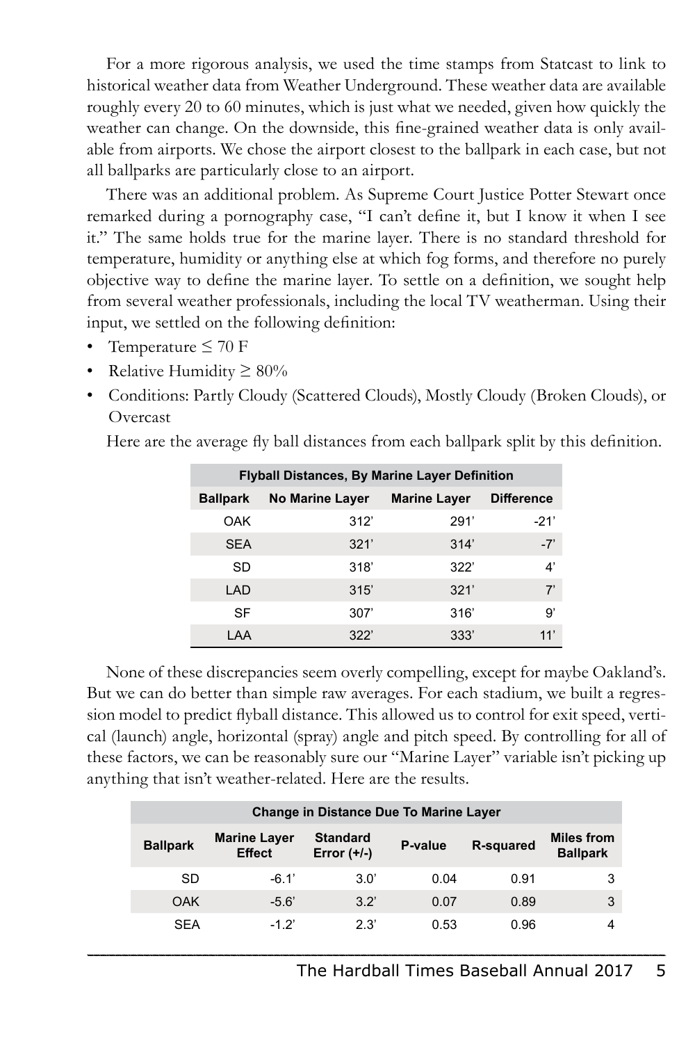For a more rigorous analysis, we used the time stamps from Statcast to link to historical weather data from Weather Underground. These weather data are available roughly every 20 to 60 minutes, which is just what we needed, given how quickly the weather can change. On the downside, this fine-grained weather data is only available from airports. We chose the airport closest to the ballpark in each case, but not all ballparks are particularly close to an airport.

There was an additional problem. As Supreme Court Justice Potter Stewart once remarked during a pornography case, "I can't define it, but I know it when I see it." The same holds true for the marine layer. There is no standard threshold for temperature, humidity or anything else at which fog forms, and therefore no purely objective way to define the marine layer. To settle on a definition, we sought help from several weather professionals, including the local TV weatherman. Using their input, we settled on the following definition:

- Temperature ≤ 70 F
- Relative Humidity ≥ 80%
- Conditions: Partly Cloudy (Scattered Clouds), Mostly Cloudy (Broken Clouds), or Overcast

Here are the average fly ball distances from each ballpark split by this definition.

**Flyball Distances, By Marine Layer Definition**

| Ballpark | No Marine Layer | Marine Layer | Difference |
|---|---|---|---|
| OAK | 312' | 291' | -21' |
| SEA | 321' | 314' | -7' |
| SD | 318' | 322' | 4' |
| LAD | 315' | 321' | 7' |
| SF | 307' | 316' | 9' |
| LAA | 322' | 333' | 11' |

None of these discrepancies seem overly compelling, except for maybe Oakland's. But we can do better than simple raw averages. For each stadium, we built a regression model to predict flyball distance. This allowed us to control for exit speed, vertical (launch) angle, horizontal (spray) angle and pitch speed. By controlling for all of these factors, we can be reasonably sure our "Marine Layer" variable isn't picking up anything that isn't weather-related. Here are the results.

**Change in Distance Due To Marine Layer**

| Ballpark | Marine Layer Effect | Standard Error (+/-) | P-value | R-squared | Miles from Ballpark |
|---|---|---|---|---|---|
| SD | -6.1' | 3.0' | 0.04 | 0.91 | 3 |
| OAK | -5.6' | 3.2' | 0.07 | 0.89 | 3 |
| SEA | -1.2' | 2.3' | 0.53 | 0.96 | 4 |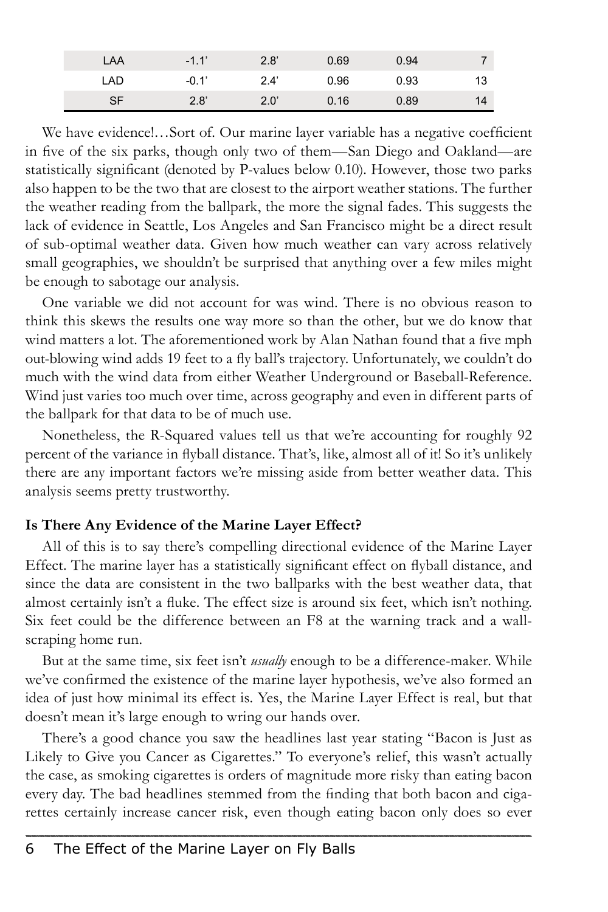| | | | | | |
|---|---|---|---|---|---|
| LAA | -1.1' | 2.8' | 0.69 | 0.94 | 7 |
| LAD | -0.1' | 2.4' | 0.96 | 0.93 | 13 |
| SF | 2.8' | 2.0' | 0.16 | 0.89 | 14 |

We have evidence!…Sort of. Our marine layer variable has a negative coefficient in five of the six parks, though only two of them—San Diego and Oakland—are statistically significant (denoted by P-values below 0.10). However, those two parks also happen to be the two that are closest to the airport weather stations. The further the weather reading from the ballpark, the more the signal fades. This suggests the lack of evidence in Seattle, Los Angeles and San Francisco might be a direct result of sub-optimal weather data. Given how much weather can vary across relatively small geographies, we shouldn't be surprised that anything over a few miles might be enough to sabotage our analysis.

One variable we did not account for was wind. There is no obvious reason to think this skews the results one way more so than the other, but we do know that wind matters a lot. The aforementioned work by Alan Nathan found that a five mph out-blowing wind adds 19 feet to a fly ball's trajectory. Unfortunately, we couldn't do much with the wind data from either Weather Underground or Baseball-Reference. Wind just varies too much over time, across geography and even in different parts of the ballpark for that data to be of much use.

Nonetheless, the R-Squared values tell us that we're accounting for roughly 92 percent of the variance in flyball distance. That's, like, almost all of it! So it's unlikely there are any important factors we're missing aside from better weather data. This analysis seems pretty trustworthy.

**Is There Any Evidence of the Marine Layer Effect?**

All of this is to say there's compelling directional evidence of the Marine Layer Effect. The marine layer has a statistically significant effect on flyball distance, and since the data are consistent in the two ballparks with the best weather data, that almost certainly isn't a fluke. The effect size is around six feet, which isn't nothing. Six feet could be the difference between an F8 at the warning track and a wall-scraping home run.

But at the same time, six feet isn't *usually* enough to be a difference-maker. While we've confirmed the existence of the marine layer hypothesis, we've also formed an idea of just how minimal its effect is. Yes, the Marine Layer Effect is real, but that doesn't mean it's large enough to wring our hands over.

There's a good chance you saw the headlines last year stating "Bacon is Just as Likely to Give you Cancer as Cigarettes." To everyone's relief, this wasn't actually the case, as smoking cigarettes is orders of magnitude more risky than eating bacon every day. The bad headlines stemmed from the finding that both bacon and cigarettes certainly increase cancer risk, even though eating bacon only does so ever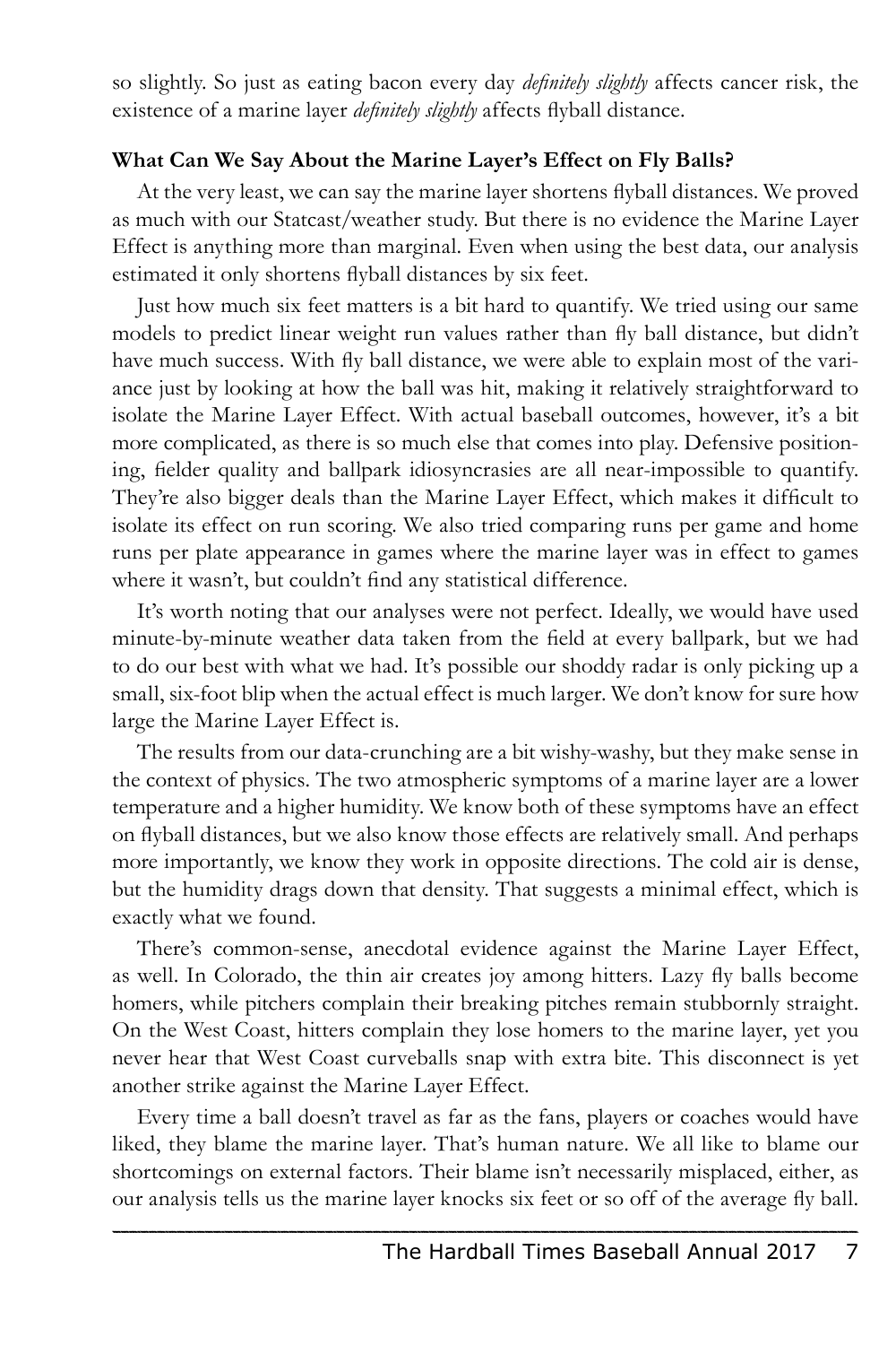so slightly. So just as eating bacon every day *definitely slightly* affects cancer risk, the existence of a marine layer *definitely slightly* affects flyball distance.

**What Can We Say About the Marine Layer's Effect on Fly Balls?**

At the very least, we can say the marine layer shortens flyball distances. We proved as much with our Statcast/weather study. But there is no evidence the Marine Layer Effect is anything more than marginal. Even when using the best data, our analysis estimated it only shortens flyball distances by six feet.

Just how much six feet matters is a bit hard to quantify. We tried using our same models to predict linear weight run values rather than fly ball distance, but didn't have much success. With fly ball distance, we were able to explain most of the variance just by looking at how the ball was hit, making it relatively straightforward to isolate the Marine Layer Effect. With actual baseball outcomes, however, it's a bit more complicated, as there is so much else that comes into play. Defensive positioning, fielder quality and ballpark idiosyncrasies are all near-impossible to quantify. They're also bigger deals than the Marine Layer Effect, which makes it difficult to isolate its effect on run scoring. We also tried comparing runs per game and home runs per plate appearance in games where the marine layer was in effect to games where it wasn't, but couldn't find any statistical difference.

It's worth noting that our analyses were not perfect. Ideally, we would have used minute-by-minute weather data taken from the field at every ballpark, but we had to do our best with what we had. It's possible our shoddy radar is only picking up a small, six-foot blip when the actual effect is much larger. We don't know for sure how large the Marine Layer Effect is.

The results from our data-crunching are a bit wishy-washy, but they make sense in the context of physics. The two atmospheric symptoms of a marine layer are a lower temperature and a higher humidity. We know both of these symptoms have an effect on flyball distances, but we also know those effects are relatively small. And perhaps more importantly, we know they work in opposite directions. The cold air is dense, but the humidity drags down that density. That suggests a minimal effect, which is exactly what we found.

There's common-sense, anecdotal evidence against the Marine Layer Effect, as well. In Colorado, the thin air creates joy among hitters. Lazy fly balls become homers, while pitchers complain their breaking pitches remain stubbornly straight. On the West Coast, hitters complain they lose homers to the marine layer, yet you never hear that West Coast curveballs snap with extra bite. This disconnect is yet another strike against the Marine Layer Effect.

Every time a ball doesn't travel as far as the fans, players or coaches would have liked, they blame the marine layer. That's human nature. We all like to blame our shortcomings on external factors. Their blame isn't necessarily misplaced, either, as our analysis tells us the marine layer knocks six feet or so off of the average fly ball.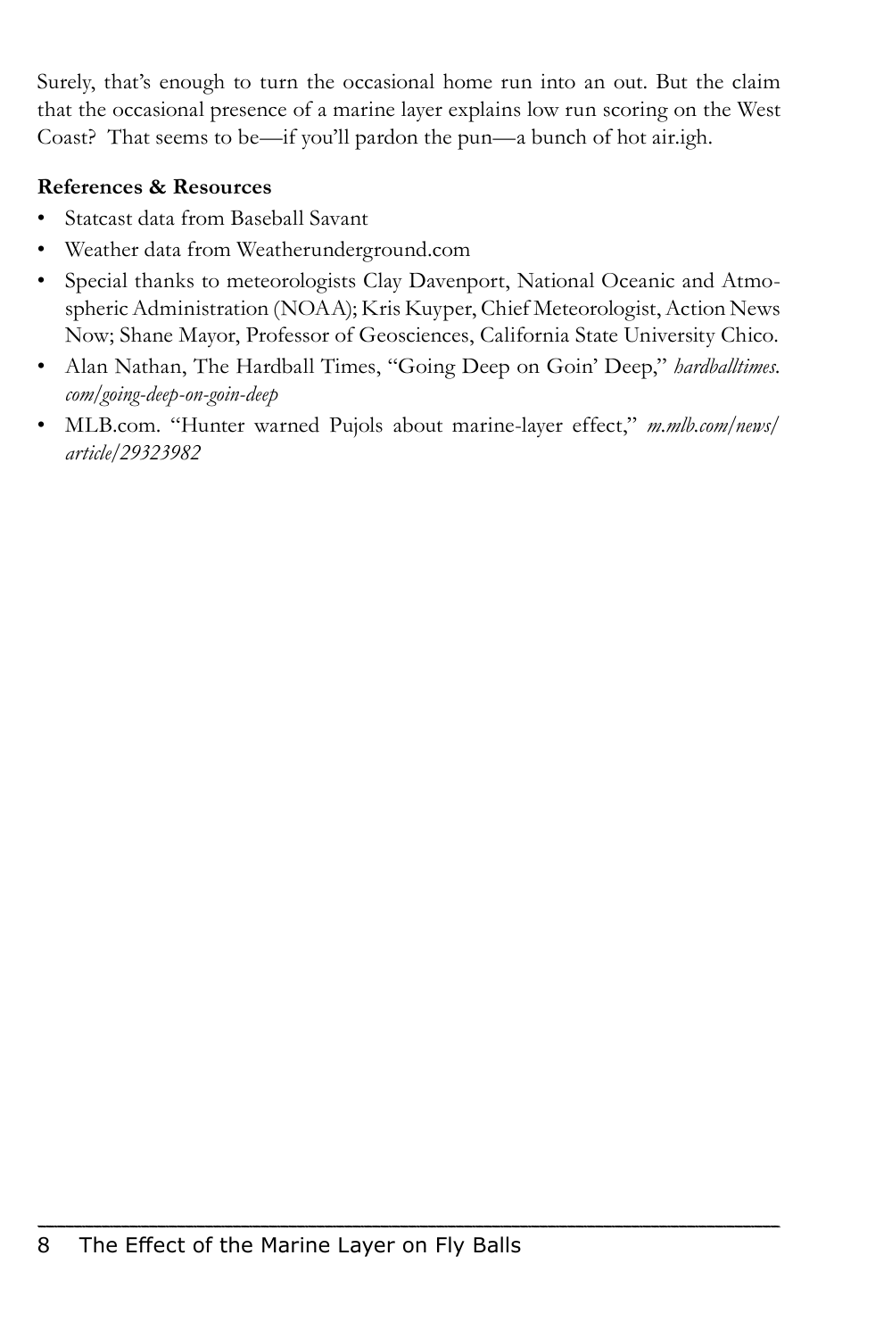Surely, that's enough to turn the occasional home run into an out. But the claim that the occasional presence of a marine layer explains low run scoring on the West Coast? That seems to be—if you'll pardon the pun—a bunch of hot air.igh.

**References & Resources**

- Statcast data from Baseball Savant
- Weather data from Weatherunderground.com
- Special thanks to meteorologists Clay Davenport, National Oceanic and Atmospheric Administration (NOAA); Kris Kuyper, Chief Meteorologist, Action News Now; Shane Mayor, Professor of Geosciences, California State University Chico.
- Alan Nathan, The Hardball Times, "Going Deep on Goin' Deep," *hardballtimes.com/going-deep-on-goin-deep*
- MLB.com. "Hunter warned Pujols about marine-layer effect," *m.mlb.com/news/article/29323982*